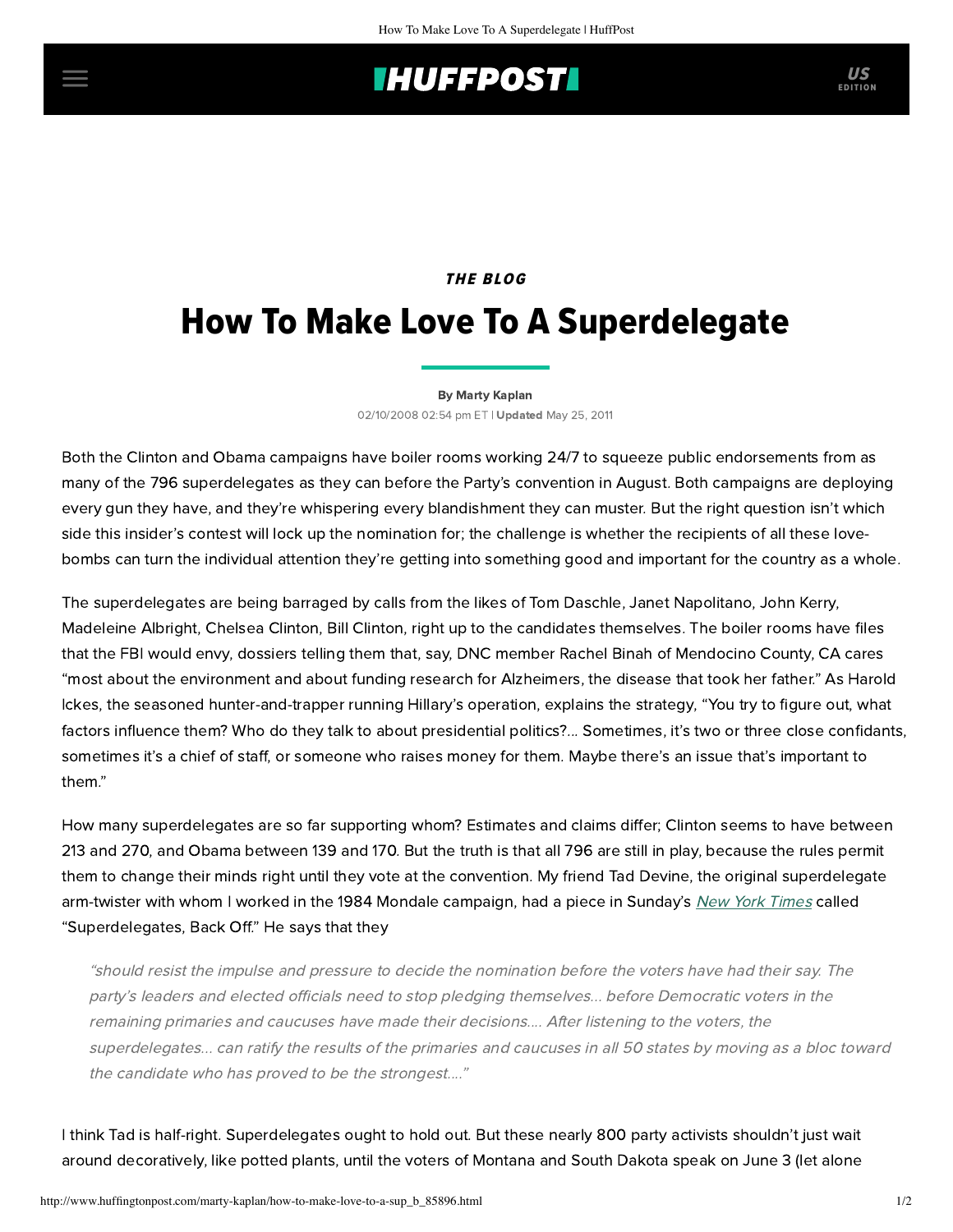*THE BLOG*

# How To Make Love To A Superdelegate

By Marty Kaplan

02/10/2008 02:54 pm ET | **Updated** May 25, 2011

Both the Clinton and Obama campaigns have boiler rooms working 24/7 to squeeze public endorsements from as many of the 796 superdelegates as they can before the Party's convention in August. Both campaigns are deploying every gun they have, and they're whispering every blandishment they can muster. But the right question isn't which side this insider's contest will lock up the nomination for; the challenge is whether the recipients of all these love-bombs can turn the individual attention they're getting into something good and important for the country as a whole.

The superdelegates are being barraged by calls from the likes of Tom Daschle, Janet Napolitano, John Kerry, Madeleine Albright, Chelsea Clinton, Bill Clinton, right up to the candidates themselves. The boiler rooms have files that the FBI would envy, dossiers telling them that, say, DNC member Rachel Binah of Mendocino County, CA cares "most about the environment and about funding research for Alzheimers, the disease that took her father." As Harold Ickes, the seasoned hunter-and-trapper running Hillary's operation, explains the strategy, "You try to figure out, what factors influence them? Who do they talk to about presidential politics?... Sometimes, it's two or three close confidants, sometimes it's a chief of staff, or someone who raises money for them. Maybe there's an issue that's important to them."

How many superdelegates are so far supporting whom? Estimates and claims differ; Clinton seems to have between 213 and 270, and Obama between 139 and 170. But the truth is that all 796 are still in play, because the rules permit them to change their minds right until they vote at the convention. My friend Tad Devine, the original superdelegate arm-twister with whom I worked in the 1984 Mondale campaign, had a piece in Sunday's *New York Times* called "Superdelegates, Back Off." He says that they

> *"should resist the impulse and pressure to decide the nomination before the voters have had their say. The party's leaders and elected officials need to stop pledging themselves... before Democratic voters in the remaining primaries and caucuses have made their decisions.... After listening to the voters, the superdelegates... can ratify the results of the primaries and caucuses in all 50 states by moving as a bloc toward the candidate who has proved to be the strongest...."*

I think Tad is half-right. Superdelegates ought to hold out. But these nearly 800 party activists shouldn't just wait around decoratively, like potted plants, until the voters of Montana and South Dakota speak on June 3 (let alone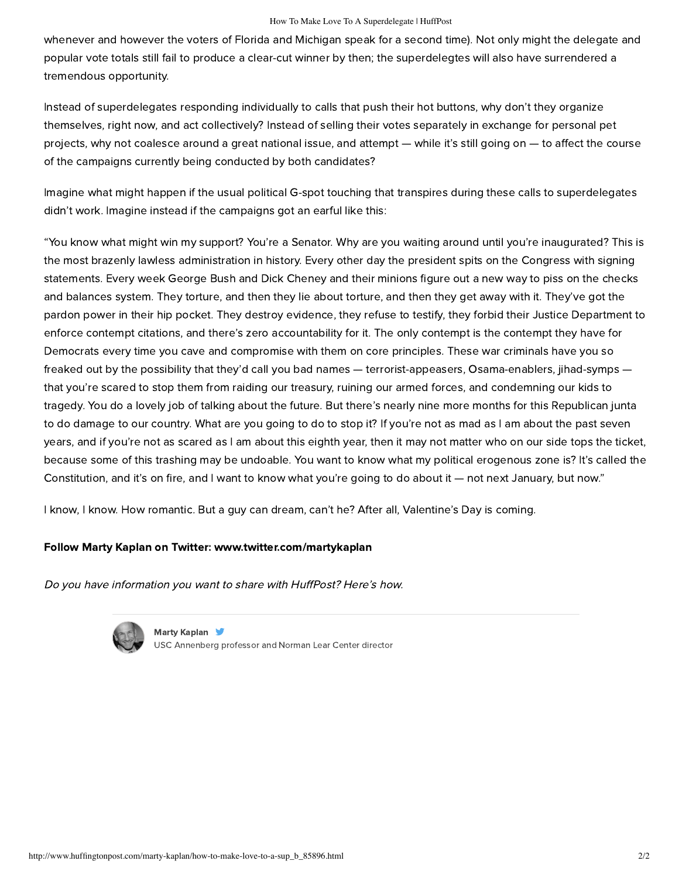whenever and however the voters of Florida and Michigan speak for a second time). Not only might the delegate and popular vote totals still fail to produce a clear-cut winner by then; the superdelegtes will also have surrendered a tremendous opportunity.

Instead of superdelegates responding individually to calls that push their hot buttons, why don't they organize themselves, right now, and act collectively? Instead of selling their votes separately in exchange for personal pet projects, why not coalesce around a great national issue, and attempt — while it's still going on — to affect the course of the campaigns currently being conducted by both candidates?

Imagine what might happen if the usual political G-spot touching that transpires during these calls to superdelegates didn't work. Imagine instead if the campaigns got an earful like this:

"You know what might win my support? You're a Senator. Why are you waiting around until you're inaugurated? This is the most brazenly lawless administration in history. Every other day the president spits on the Congress with signing statements. Every week George Bush and Dick Cheney and their minions figure out a new way to piss on the checks and balances system. They torture, and then they lie about torture, and then they get away with it. They've got the pardon power in their hip pocket. They destroy evidence, they refuse to testify, they forbid their Justice Department to enforce contempt citations, and there's zero accountability for it. The only contempt is the contempt they have for Democrats every time you cave and compromise with them on core principles. These war criminals have you so freaked out by the possibility that they'd call you bad names — terrorist-appeasers, Osama-enablers, jihad-symps — that you're scared to stop them from raiding our treasury, ruining our armed forces, and condemning our kids to tragedy. You do a lovely job of talking about the future. But there's nearly nine more months for this Republican junta to do damage to our country. What are you going to do to stop it? If you're not as mad as I am about the past seven years, and if you're not as scared as I am about this eighth year, then it may not matter who on our side tops the ticket, because some of this trashing may be undoable. You want to know what my political erogenous zone is? It's called the Constitution, and it's on fire, and I want to know what you're going to do about it — not next January, but now."

I know, I know. How romantic. But a guy can dream, can't he? After all, Valentine's Day is coming.

**Follow Marty Kaplan on Twitter: www.twitter.com/martykaplan**

*Do you have information you want to share with HuffPost? Here's how.*

**Marty Kaplan**
USC Annenberg professor and Norman Lear Center director